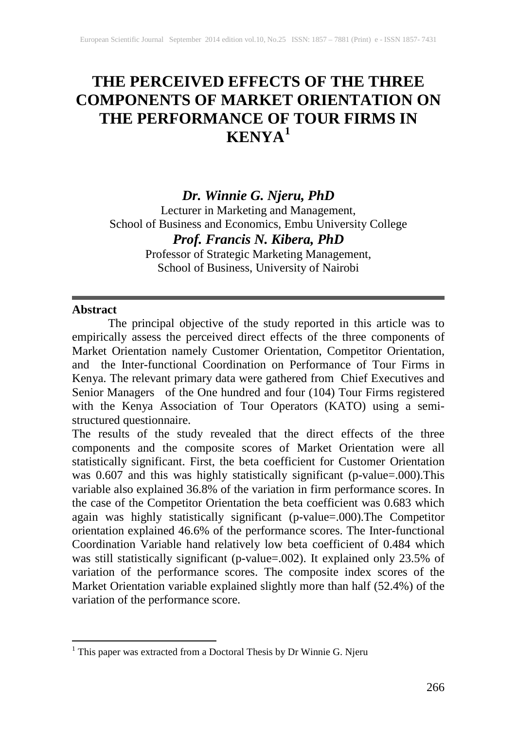# THE PERCEIVED EFFECTS OF THE THREE COMPONENTS OF MARKET ORIENTATION ON THE PERFORMANCE OF TOUR FIRMS IN KENYA[1]

***Dr. Winnie G. Njeru, PhD***
Lecturer in Marketing and Management,
School of Business and Economics, Embu University College

***Prof. Francis N. Kibera, PhD***
Professor of Strategic Marketing Management,
School of Business, University of Nairobi

---

**Abstract**

The principal objective of the study reported in this article was to empirically assess the perceived direct effects of the three components of Market Orientation namely Customer Orientation, Competitor Orientation, and the Inter-functional Coordination on Performance of Tour Firms in Kenya. The relevant primary data were gathered from Chief Executives and Senior Managers of the One hundred and four (104) Tour Firms registered with the Kenya Association of Tour Operators (KATO) using a semi-structured questionnaire.

The results of the study revealed that the direct effects of the three components and the composite scores of Market Orientation were all statistically significant. First, the beta coefficient for Customer Orientation was 0.607 and this was highly statistically significant (p-value=.000).This variable also explained 36.8% of the variation in firm performance scores. In the case of the Competitor Orientation the beta coefficient was 0.683 which again was highly statistically significant (p-value=.000).The Competitor orientation explained 46.6% of the performance scores. The Inter-functional Coordination Variable hand relatively low beta coefficient of 0.484 which was still statistically significant (p-value=.002). It explained only 23.5% of variation of the performance scores. The composite index scores of the Market Orientation variable explained slightly more than half (52.4%) of the variation of the performance score.

[1] This paper was extracted from a Doctoral Thesis by Dr Winnie G. Njeru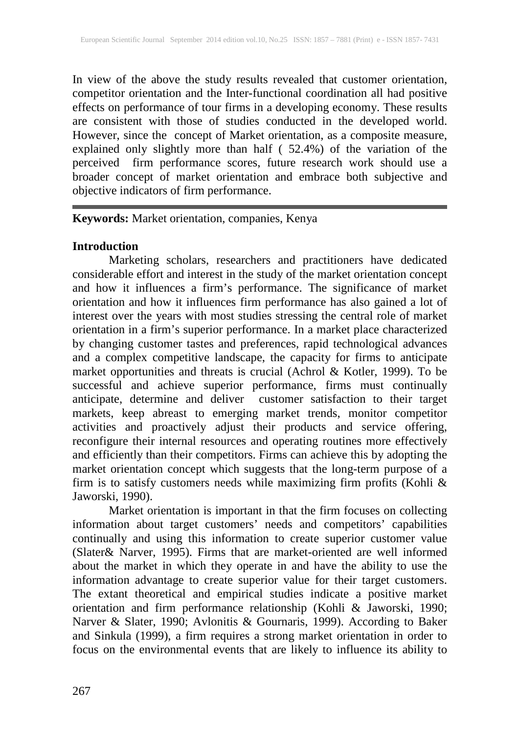In view of the above the study results revealed that customer orientation, competitor orientation and the Inter-functional coordination all had positive effects on performance of tour firms in a developing economy. These results are consistent with those of studies conducted in the developed world. However, since the concept of Market orientation, as a composite measure, explained only slightly more than half ( 52.4%) of the variation of the perceived firm performance scores, future research work should use a broader concept of market orientation and embrace both subjective and objective indicators of firm performance.

---

**Keywords:** Market orientation, companies, Kenya

**Introduction**

Marketing scholars, researchers and practitioners have dedicated considerable effort and interest in the study of the market orientation concept and how it influences a firm's performance. The significance of market orientation and how it influences firm performance has also gained a lot of interest over the years with most studies stressing the central role of market orientation in a firm's superior performance. In a market place characterized by changing customer tastes and preferences, rapid technological advances and a complex competitive landscape, the capacity for firms to anticipate market opportunities and threats is crucial (Achrol & Kotler, 1999). To be successful and achieve superior performance, firms must continually anticipate, determine and deliver customer satisfaction to their target markets, keep abreast to emerging market trends, monitor competitor activities and proactively adjust their products and service offering, reconfigure their internal resources and operating routines more effectively and efficiently than their competitors. Firms can achieve this by adopting the market orientation concept which suggests that the long-term purpose of a firm is to satisfy customers needs while maximizing firm profits (Kohli & Jaworski, 1990).

Market orientation is important in that the firm focuses on collecting information about target customers' needs and competitors' capabilities continually and using this information to create superior customer value (Slater& Narver, 1995). Firms that are market-oriented are well informed about the market in which they operate in and have the ability to use the information advantage to create superior value for their target customers. The extant theoretical and empirical studies indicate a positive market orientation and firm performance relationship (Kohli & Jaworski, 1990; Narver & Slater, 1990; Avlonitis & Gournaris, 1999). According to Baker and Sinkula (1999), a firm requires a strong market orientation in order to focus on the environmental events that are likely to influence its ability to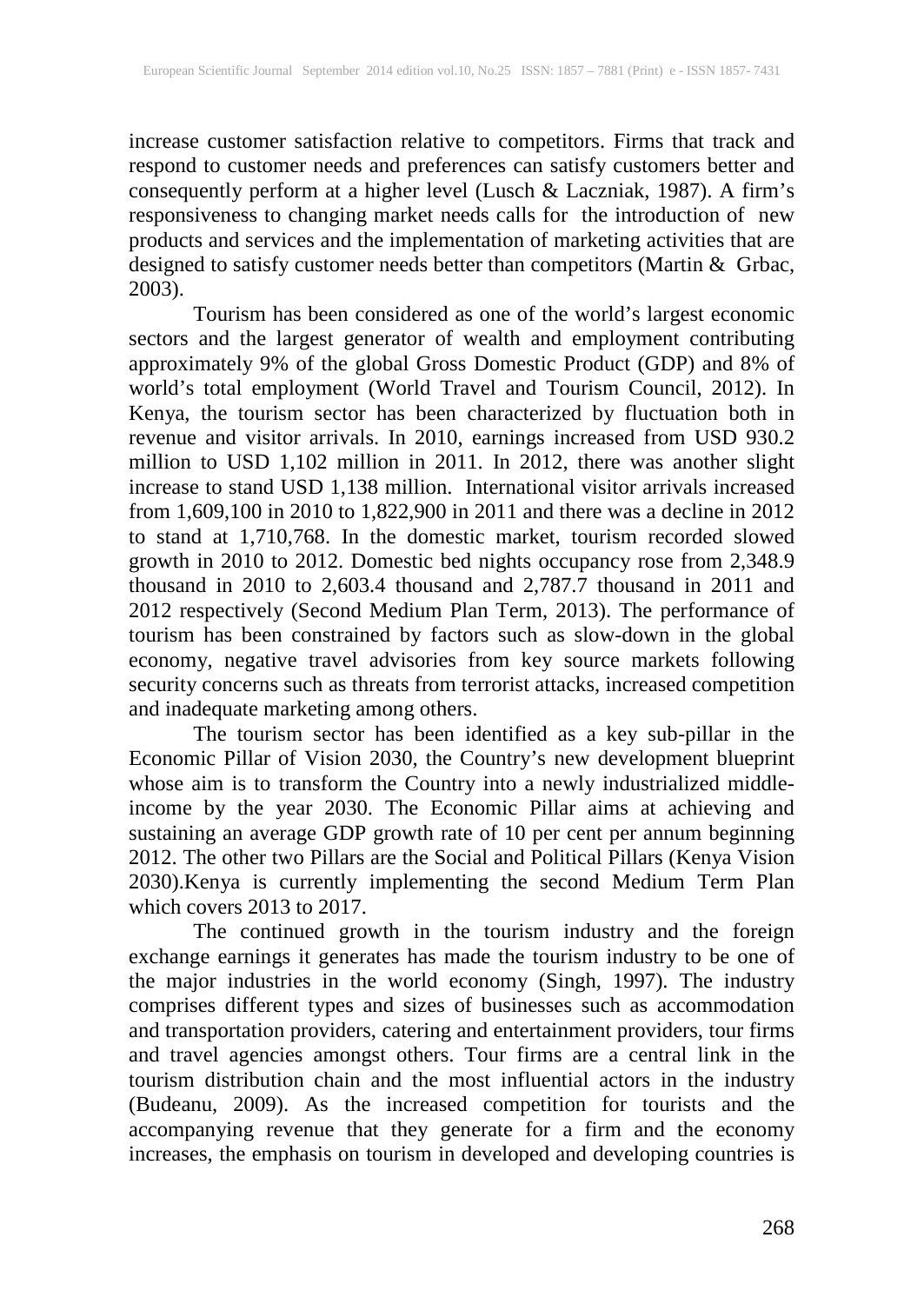increase customer satisfaction relative to competitors. Firms that track and respond to customer needs and preferences can satisfy customers better and consequently perform at a higher level (Lusch & Laczniak, 1987). A firm's responsiveness to changing market needs calls for the introduction of new products and services and the implementation of marketing activities that are designed to satisfy customer needs better than competitors (Martin & Grbac, 2003).

Tourism has been considered as one of the world's largest economic sectors and the largest generator of wealth and employment contributing approximately 9% of the global Gross Domestic Product (GDP) and 8% of world's total employment (World Travel and Tourism Council, 2012). In Kenya, the tourism sector has been characterized by fluctuation both in revenue and visitor arrivals. In 2010, earnings increased from USD 930.2 million to USD 1,102 million in 2011. In 2012, there was another slight increase to stand USD 1,138 million. International visitor arrivals increased from 1,609,100 in 2010 to 1,822,900 in 2011 and there was a decline in 2012 to stand at 1,710,768. In the domestic market, tourism recorded slowed growth in 2010 to 2012. Domestic bed nights occupancy rose from 2,348.9 thousand in 2010 to 2,603.4 thousand and 2,787.7 thousand in 2011 and 2012 respectively (Second Medium Plan Term, 2013). The performance of tourism has been constrained by factors such as slow-down in the global economy, negative travel advisories from key source markets following security concerns such as threats from terrorist attacks, increased competition and inadequate marketing among others.

The tourism sector has been identified as a key sub-pillar in the Economic Pillar of Vision 2030, the Country's new development blueprint whose aim is to transform the Country into a newly industrialized middle-income by the year 2030. The Economic Pillar aims at achieving and sustaining an average GDP growth rate of 10 per cent per annum beginning 2012. The other two Pillars are the Social and Political Pillars (Kenya Vision 2030).Kenya is currently implementing the second Medium Term Plan which covers 2013 to 2017.

The continued growth in the tourism industry and the foreign exchange earnings it generates has made the tourism industry to be one of the major industries in the world economy (Singh, 1997). The industry comprises different types and sizes of businesses such as accommodation and transportation providers, catering and entertainment providers, tour firms and travel agencies amongst others. Tour firms are a central link in the tourism distribution chain and the most influential actors in the industry (Budeanu, 2009). As the increased competition for tourists and the accompanying revenue that they generate for a firm and the economy increases, the emphasis on tourism in developed and developing countries is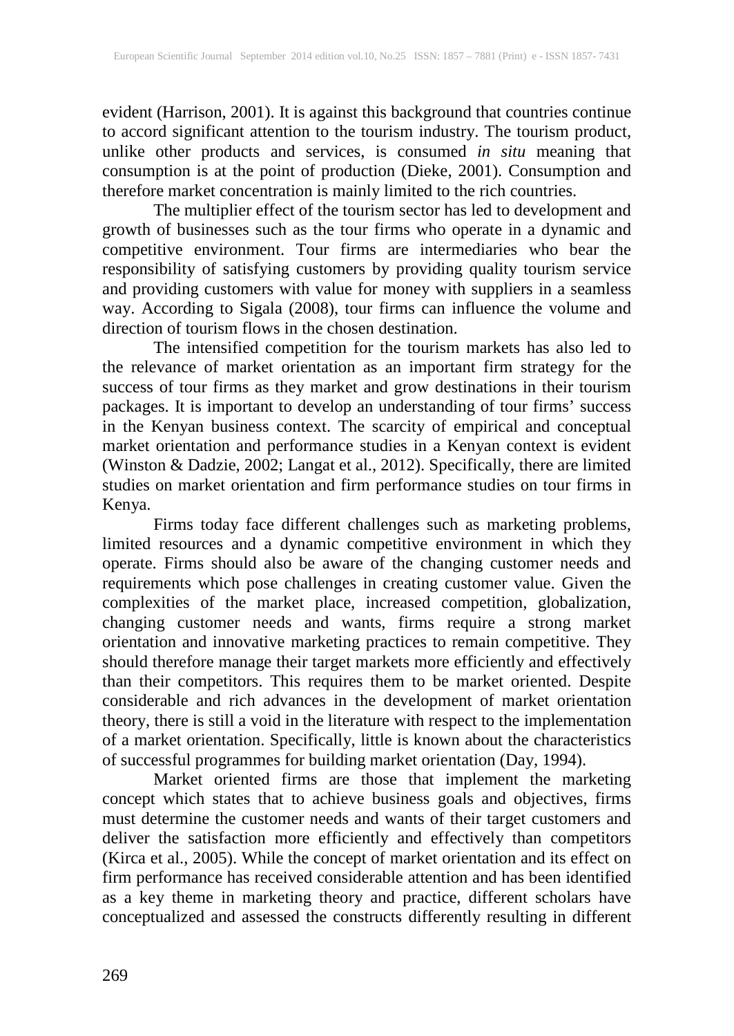evident (Harrison, 2001). It is against this background that countries continue to accord significant attention to the tourism industry. The tourism product, unlike other products and services, is consumed *in situ* meaning that consumption is at the point of production (Dieke, 2001). Consumption and therefore market concentration is mainly limited to the rich countries.

The multiplier effect of the tourism sector has led to development and growth of businesses such as the tour firms who operate in a dynamic and competitive environment. Tour firms are intermediaries who bear the responsibility of satisfying customers by providing quality tourism service and providing customers with value for money with suppliers in a seamless way. According to Sigala (2008), tour firms can influence the volume and direction of tourism flows in the chosen destination.

The intensified competition for the tourism markets has also led to the relevance of market orientation as an important firm strategy for the success of tour firms as they market and grow destinations in their tourism packages. It is important to develop an understanding of tour firms' success in the Kenyan business context. The scarcity of empirical and conceptual market orientation and performance studies in a Kenyan context is evident (Winston & Dadzie, 2002; Langat et al., 2012). Specifically, there are limited studies on market orientation and firm performance studies on tour firms in Kenya.

Firms today face different challenges such as marketing problems, limited resources and a dynamic competitive environment in which they operate. Firms should also be aware of the changing customer needs and requirements which pose challenges in creating customer value. Given the complexities of the market place, increased competition, globalization, changing customer needs and wants, firms require a strong market orientation and innovative marketing practices to remain competitive. They should therefore manage their target markets more efficiently and effectively than their competitors. This requires them to be market oriented. Despite considerable and rich advances in the development of market orientation theory, there is still a void in the literature with respect to the implementation of a market orientation. Specifically, little is known about the characteristics of successful programmes for building market orientation (Day, 1994).

Market oriented firms are those that implement the marketing concept which states that to achieve business goals and objectives, firms must determine the customer needs and wants of their target customers and deliver the satisfaction more efficiently and effectively than competitors (Kirca et al., 2005). While the concept of market orientation and its effect on firm performance has received considerable attention and has been identified as a key theme in marketing theory and practice, different scholars have conceptualized and assessed the constructs differently resulting in different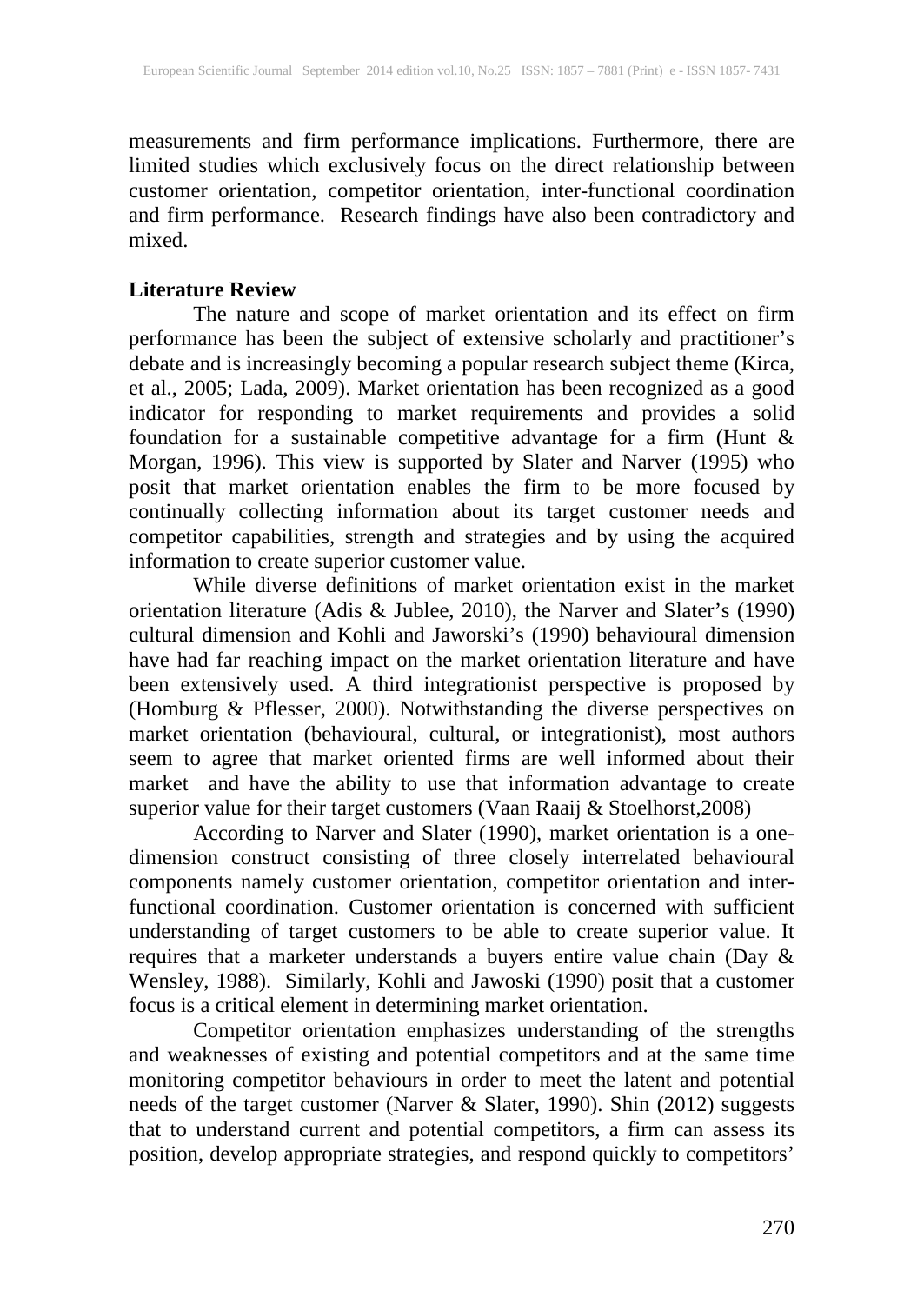measurements and firm performance implications. Furthermore, there are limited studies which exclusively focus on the direct relationship between customer orientation, competitor orientation, inter-functional coordination and firm performance. Research findings have also been contradictory and mixed.

## Literature Review

The nature and scope of market orientation and its effect on firm performance has been the subject of extensive scholarly and practitioner's debate and is increasingly becoming a popular research subject theme (Kirca, et al., 2005; Lada, 2009). Market orientation has been recognized as a good indicator for responding to market requirements and provides a solid foundation for a sustainable competitive advantage for a firm (Hunt & Morgan, 1996). This view is supported by Slater and Narver (1995) who posit that market orientation enables the firm to be more focused by continually collecting information about its target customer needs and competitor capabilities, strength and strategies and by using the acquired information to create superior customer value.

While diverse definitions of market orientation exist in the market orientation literature (Adis & Jublee, 2010), the Narver and Slater's (1990) cultural dimension and Kohli and Jaworski's (1990) behavioural dimension have had far reaching impact on the market orientation literature and have been extensively used. A third integrationist perspective is proposed by (Homburg & Pflesser, 2000). Notwithstanding the diverse perspectives on market orientation (behavioural, cultural, or integrationist), most authors seem to agree that market oriented firms are well informed about their market and have the ability to use that information advantage to create superior value for their target customers (Vaan Raaij & Stoelhorst,2008)

According to Narver and Slater (1990), market orientation is a one-dimension construct consisting of three closely interrelated behavioural components namely customer orientation, competitor orientation and inter-functional coordination. Customer orientation is concerned with sufficient understanding of target customers to be able to create superior value. It requires that a marketer understands a buyers entire value chain (Day & Wensley, 1988). Similarly, Kohli and Jawoski (1990) posit that a customer focus is a critical element in determining market orientation.

Competitor orientation emphasizes understanding of the strengths and weaknesses of existing and potential competitors and at the same time monitoring competitor behaviours in order to meet the latent and potential needs of the target customer (Narver & Slater, 1990). Shin (2012) suggests that to understand current and potential competitors, a firm can assess its position, develop appropriate strategies, and respond quickly to competitors'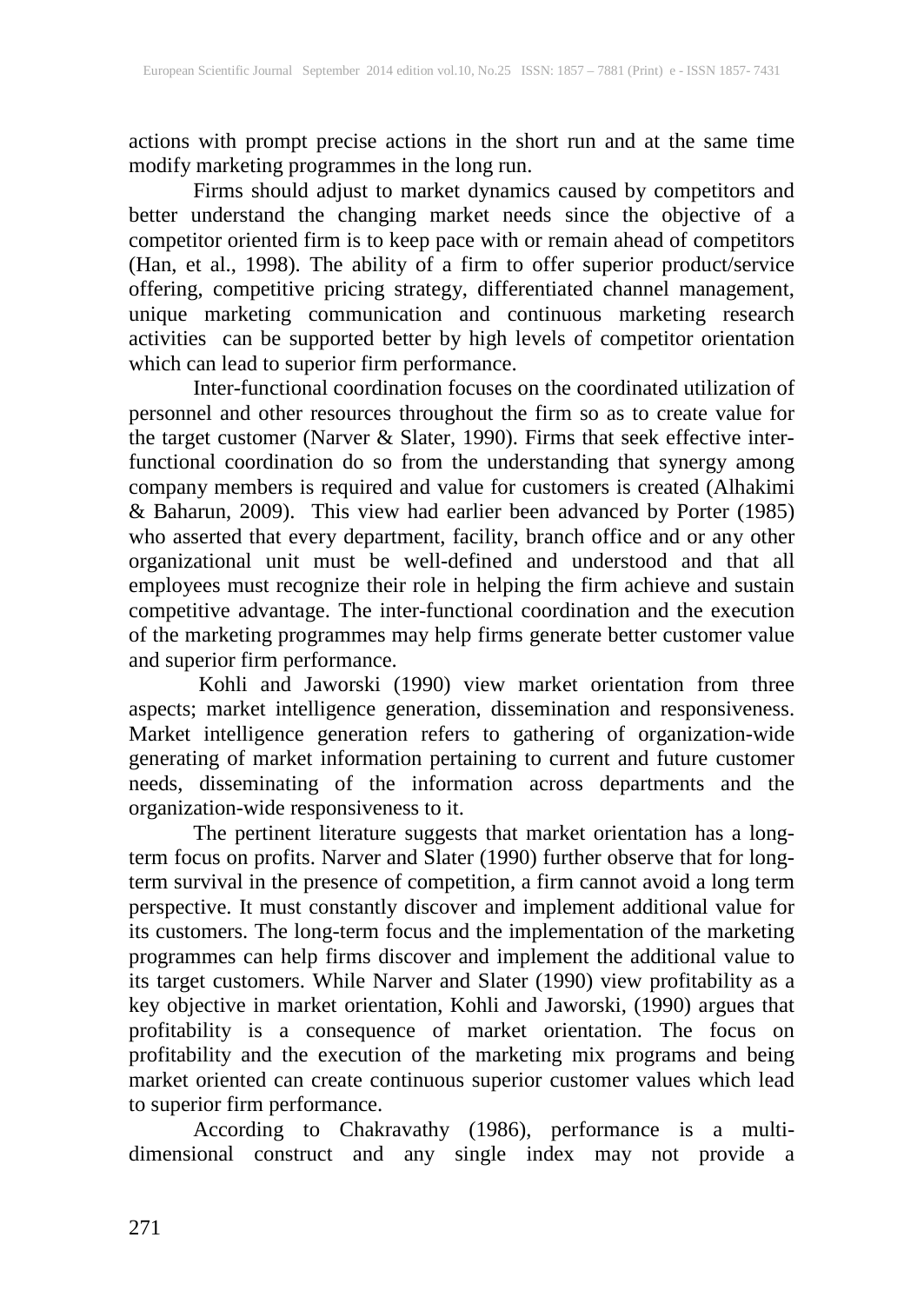actions with prompt precise actions in the short run and at the same time modify marketing programmes in the long run.

Firms should adjust to market dynamics caused by competitors and better understand the changing market needs since the objective of a competitor oriented firm is to keep pace with or remain ahead of competitors (Han, et al., 1998). The ability of a firm to offer superior product/service offering, competitive pricing strategy, differentiated channel management, unique marketing communication and continuous marketing research activities can be supported better by high levels of competitor orientation which can lead to superior firm performance.

Inter-functional coordination focuses on the coordinated utilization of personnel and other resources throughout the firm so as to create value for the target customer (Narver & Slater, 1990). Firms that seek effective inter-functional coordination do so from the understanding that synergy among company members is required and value for customers is created (Alhakimi & Baharun, 2009). This view had earlier been advanced by Porter (1985) who asserted that every department, facility, branch office and or any other organizational unit must be well-defined and understood and that all employees must recognize their role in helping the firm achieve and sustain competitive advantage. The inter-functional coordination and the execution of the marketing programmes may help firms generate better customer value and superior firm performance.

Kohli and Jaworski (1990) view market orientation from three aspects; market intelligence generation, dissemination and responsiveness. Market intelligence generation refers to gathering of organization-wide generating of market information pertaining to current and future customer needs, disseminating of the information across departments and the organization-wide responsiveness to it.

The pertinent literature suggests that market orientation has a long-term focus on profits. Narver and Slater (1990) further observe that for long-term survival in the presence of competition, a firm cannot avoid a long term perspective. It must constantly discover and implement additional value for its customers. The long-term focus and the implementation of the marketing programmes can help firms discover and implement the additional value to its target customers. While Narver and Slater (1990) view profitability as a key objective in market orientation, Kohli and Jaworski, (1990) argues that profitability is a consequence of market orientation. The focus on profitability and the execution of the marketing mix programs and being market oriented can create continuous superior customer values which lead to superior firm performance.

According to Chakravathy (1986), performance is a multi-dimensional construct and any single index may not provide a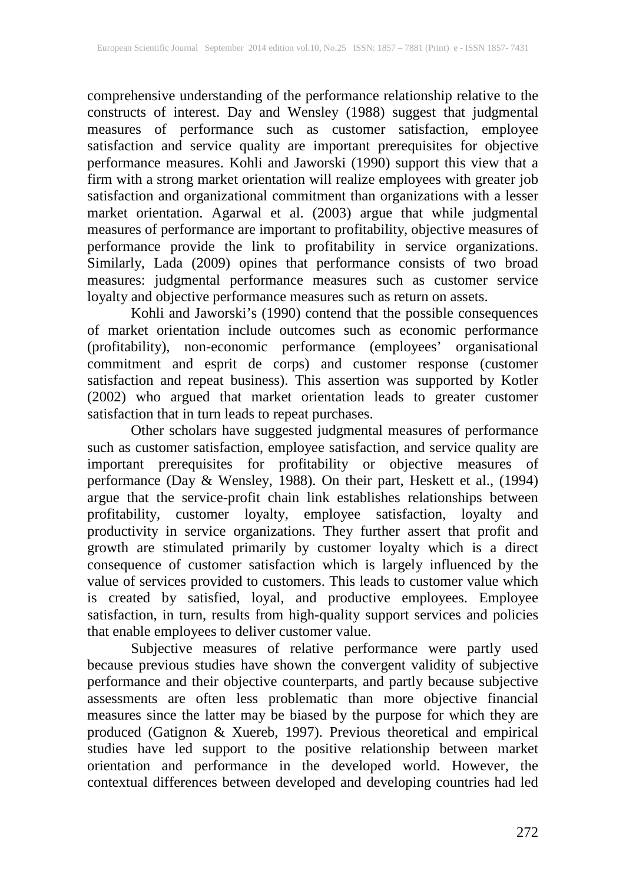comprehensive understanding of the performance relationship relative to the constructs of interest. Day and Wensley (1988) suggest that judgmental measures of performance such as customer satisfaction, employee satisfaction and service quality are important prerequisites for objective performance measures. Kohli and Jaworski (1990) support this view that a firm with a strong market orientation will realize employees with greater job satisfaction and organizational commitment than organizations with a lesser market orientation. Agarwal et al. (2003) argue that while judgmental measures of performance are important to profitability, objective measures of performance provide the link to profitability in service organizations. Similarly, Lada (2009) opines that performance consists of two broad measures: judgmental performance measures such as customer service loyalty and objective performance measures such as return on assets.

Kohli and Jaworski's (1990) contend that the possible consequences of market orientation include outcomes such as economic performance (profitability), non-economic performance (employees' organisational commitment and esprit de corps) and customer response (customer satisfaction and repeat business). This assertion was supported by Kotler (2002) who argued that market orientation leads to greater customer satisfaction that in turn leads to repeat purchases.

Other scholars have suggested judgmental measures of performance such as customer satisfaction, employee satisfaction, and service quality are important prerequisites for profitability or objective measures of performance (Day & Wensley, 1988). On their part, Heskett et al., (1994) argue that the service-profit chain link establishes relationships between profitability, customer loyalty, employee satisfaction, loyalty and productivity in service organizations. They further assert that profit and growth are stimulated primarily by customer loyalty which is a direct consequence of customer satisfaction which is largely influenced by the value of services provided to customers. This leads to customer value which is created by satisfied, loyal, and productive employees. Employee satisfaction, in turn, results from high-quality support services and policies that enable employees to deliver customer value.

Subjective measures of relative performance were partly used because previous studies have shown the convergent validity of subjective performance and their objective counterparts, and partly because subjective assessments are often less problematic than more objective financial measures since the latter may be biased by the purpose for which they are produced (Gatignon & Xuereb, 1997). Previous theoretical and empirical studies have led support to the positive relationship between market orientation and performance in the developed world. However, the contextual differences between developed and developing countries had led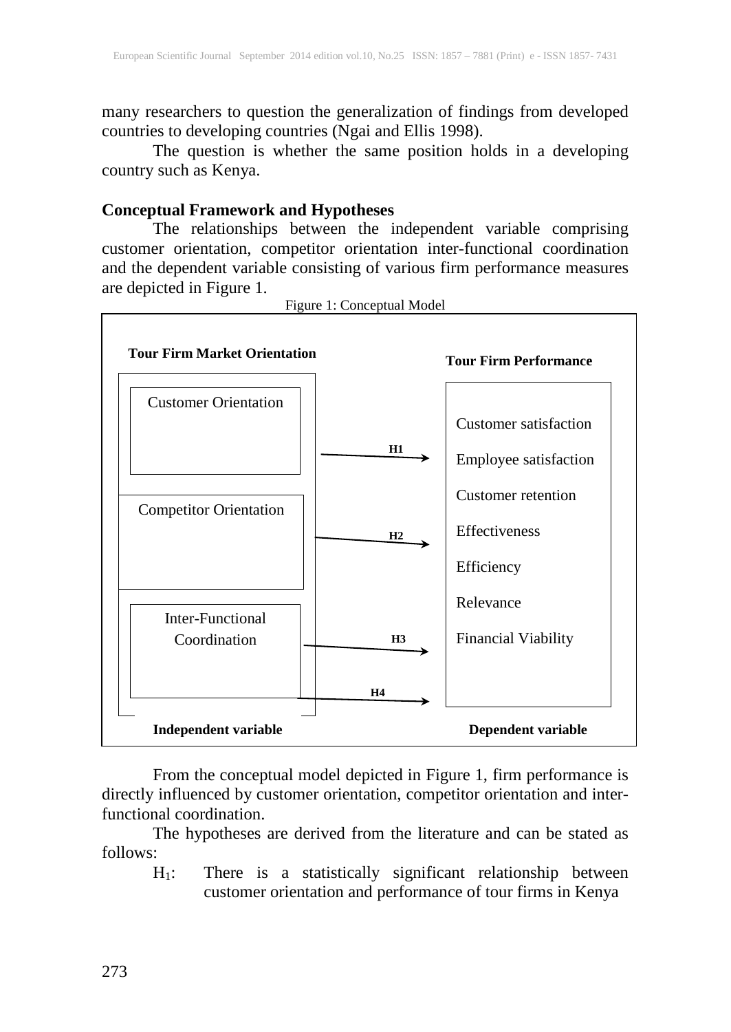many researchers to question the generalization of findings from developed countries to developing countries (Ngai and Ellis 1998).

The question is whether the same position holds in a developing country such as Kenya.

## Conceptual Framework and Hypotheses

The relationships between the independent variable comprising customer orientation, competitor orientation inter-functional coordination and the dependent variable consisting of various firm performance measures are depicted in Figure 1.

Figure 1: Conceptual Model

**Tour Firm Market Orientation**

- Customer Orientation
- Competitor Orientation
- Inter-Functional Coordination

**Tour Firm Performance**

- Customer satisfaction
- Employee satisfaction
- Customer retention
- Effectiveness
- Efficiency
- Relevance
- Financial Viability

H1, H2, H3, H4

**Independent variable** — **Dependent variable**

From the conceptual model depicted in Figure 1, firm performance is directly influenced by customer orientation, competitor orientation and inter-functional coordination.

The hypotheses are derived from the literature and can be stated as follows:

$H_1$: There is a statistically significant relationship between customer orientation and performance of tour firms in Kenya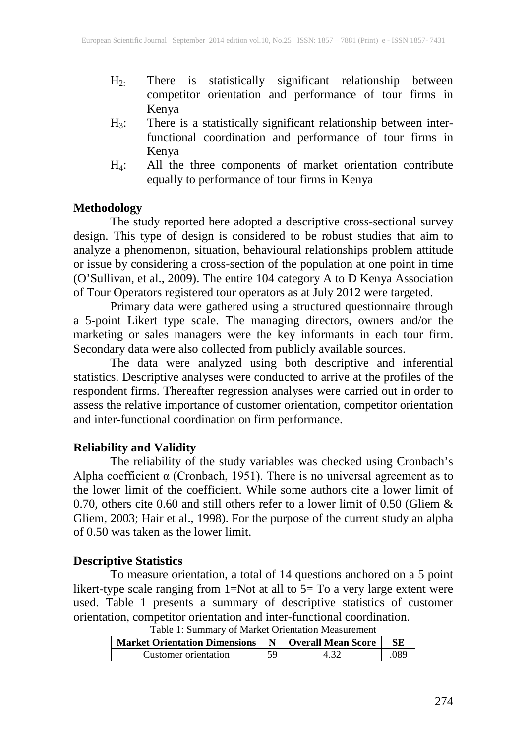$H_2$: There is statistically significant relationship between competitor orientation and performance of tour firms in Kenya

$H_3$: There is a statistically significant relationship between inter-functional coordination and performance of tour firms in Kenya

$H_4$: All the three components of market orientation contribute equally to performance of tour firms in Kenya

**Methodology**

The study reported here adopted a descriptive cross-sectional survey design. This type of design is considered to be robust studies that aim to analyze a phenomenon, situation, behavioural relationships problem attitude or issue by considering a cross-section of the population at one point in time (O'Sullivan, et al., 2009). The entire 104 category A to D Kenya Association of Tour Operators registered tour operators as at July 2012 were targeted.

Primary data were gathered using a structured questionnaire through a 5-point Likert type scale. The managing directors, owners and/or the marketing or sales managers were the key informants in each tour firm. Secondary data were also collected from publicly available sources.

The data were analyzed using both descriptive and inferential statistics. Descriptive analyses were conducted to arrive at the profiles of the respondent firms. Thereafter regression analyses were carried out in order to assess the relative importance of customer orientation, competitor orientation and inter-functional coordination on firm performance.

**Reliability and Validity**

The reliability of the study variables was checked using Cronbach's Alpha coefficient α (Cronbach, 1951). There is no universal agreement as to the lower limit of the coefficient. While some authors cite a lower limit of 0.70, others cite 0.60 and still others refer to a lower limit of 0.50 (Gliem & Gliem, 2003; Hair et al., 1998). For the purpose of the current study an alpha of 0.50 was taken as the lower limit.

**Descriptive Statistics**

To measure orientation, a total of 14 questions anchored on a 5 point likert-type scale ranging from 1=Not at all to 5= To a very large extent were used. Table 1 presents a summary of descriptive statistics of customer orientation, competitor orientation and inter-functional coordination.

Table 1: Summary of Market Orientation Measurement

| Market Orientation Dimensions | N | Overall Mean Score | SE |
|---|---|---|---|
| Customer orientation | 59 | 4.32 | .089 |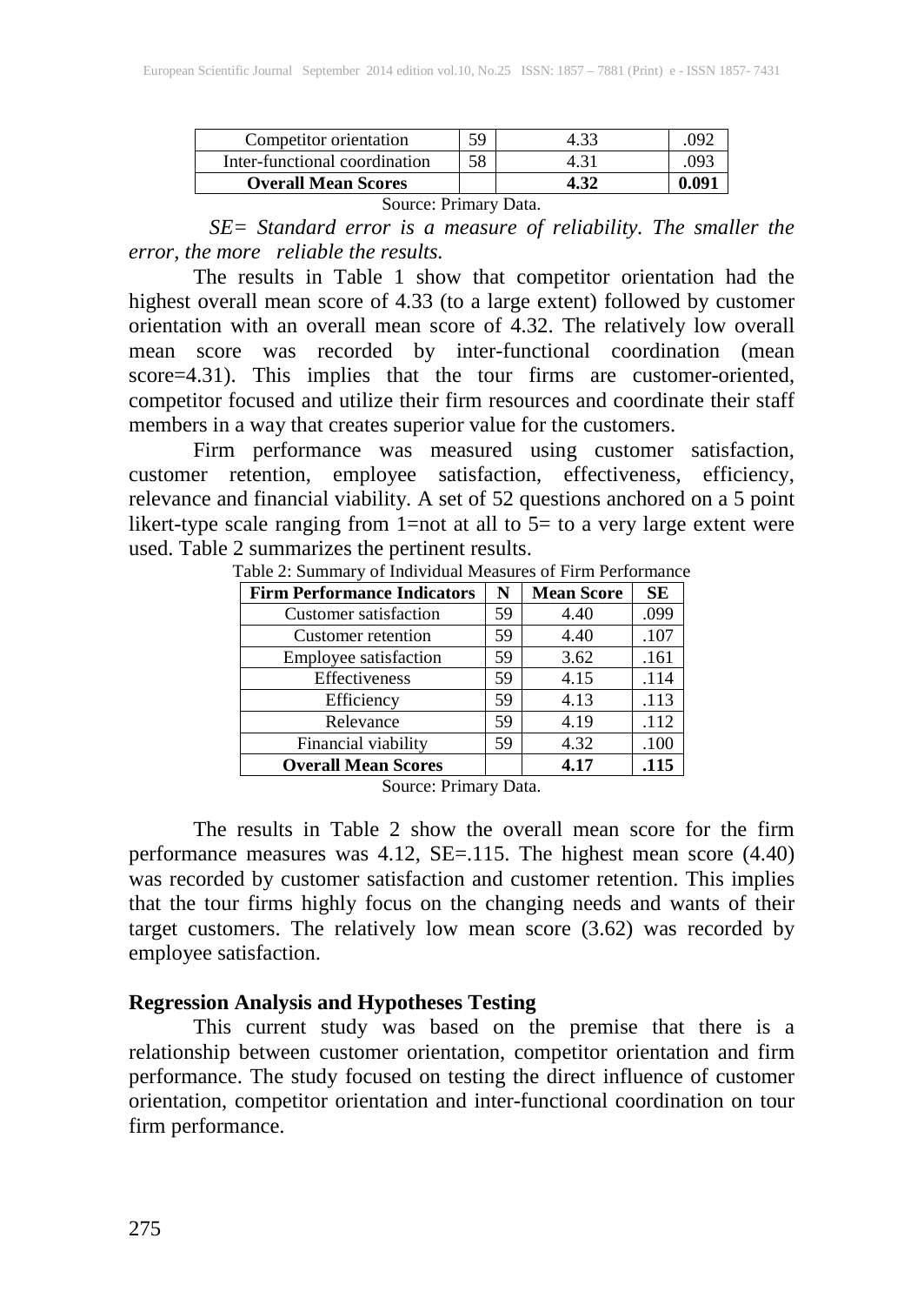| Competitor orientation | 59 | 4.33 | .092 |
|---|---|---|---|
| Inter-functional coordination | 58 | 4.31 | .093 |
| **Overall Mean Scores** | | **4.32** | **0.091** |

Source: Primary Data.

*SE= Standard error is a measure of reliability. The smaller the error, the more reliable the results.*

The results in Table 1 show that competitor orientation had the highest overall mean score of 4.33 (to a large extent) followed by customer orientation with an overall mean score of 4.32. The relatively low overall mean score was recorded by inter-functional coordination (mean score=4.31). This implies that the tour firms are customer-oriented, competitor focused and utilize their firm resources and coordinate their staff members in a way that creates superior value for the customers.

Firm performance was measured using customer satisfaction, customer retention, employee satisfaction, effectiveness, efficiency, relevance and financial viability. A set of 52 questions anchored on a 5 point likert-type scale ranging from 1=not at all to 5= to a very large extent were used. Table 2 summarizes the pertinent results.

Table 2: Summary of Individual Measures of Firm Performance

| Firm Performance Indicators | N | Mean Score | SE |
|---|---|---|---|
| Customer satisfaction | 59 | 4.40 | .099 |
| Customer retention | 59 | 4.40 | .107 |
| Employee satisfaction | 59 | 3.62 | .161 |
| Effectiveness | 59 | 4.15 | .114 |
| Efficiency | 59 | 4.13 | .113 |
| Relevance | 59 | 4.19 | .112 |
| Financial viability | 59 | 4.32 | .100 |
| **Overall Mean Scores** | | **4.17** | **.115** |

Source: Primary Data.

The results in Table 2 show the overall mean score for the firm performance measures was 4.12, SE=.115. The highest mean score (4.40) was recorded by customer satisfaction and customer retention. This implies that the tour firms highly focus on the changing needs and wants of their target customers. The relatively low mean score (3.62) was recorded by employee satisfaction.

**Regression Analysis and Hypotheses Testing**

This current study was based on the premise that there is a relationship between customer orientation, competitor orientation and firm performance. The study focused on testing the direct influence of customer orientation, competitor orientation and inter-functional coordination on tour firm performance.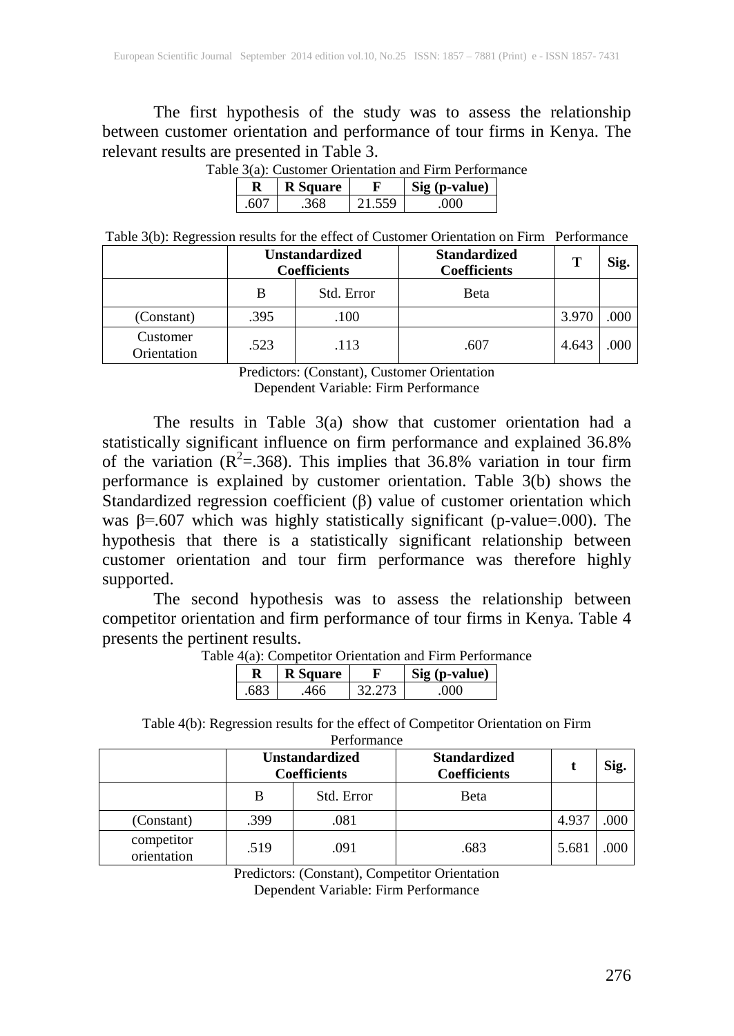The first hypothesis of the study was to assess the relationship between customer orientation and performance of tour firms in Kenya. The relevant results are presented in Table 3.

Table 3(a): Customer Orientation and Firm Performance

| R | R Square | F | Sig (p-value) |
|---|---|---|---|
| .607 | .368 | 21.559 | .000 |

Table 3(b): Regression results for the effect of Customer Orientation on Firm Performance

| | Unstandardized Coefficients | | Standardized Coefficients | T | Sig. |
|---|---|---|---|---|---|
| | B | Std. Error | Beta | | |
| (Constant) | .395 | .100 | | 3.970 | .000 |
| Customer Orientation | .523 | .113 | .607 | 4.643 | .000 |

Predictors: (Constant), Customer Orientation
Dependent Variable: Firm Performance

The results in Table 3(a) show that customer orientation had a statistically significant influence on firm performance and explained 36.8% of the variation ($R^2$=.368). This implies that 36.8% variation in tour firm performance is explained by customer orientation. Table 3(b) shows the Standardized regression coefficient (β) value of customer orientation which was β=.607 which was highly statistically significant (p-value=.000). The hypothesis that there is a statistically significant relationship between customer orientation and tour firm performance was therefore highly supported.

The second hypothesis was to assess the relationship between competitor orientation and firm performance of tour firms in Kenya. Table 4 presents the pertinent results.

Table 4(a): Competitor Orientation and Firm Performance

| R | R Square | F | Sig (p-value) |
|---|---|---|---|
| .683 | .466 | 32.273 | .000 |

Table 4(b): Regression results for the effect of Competitor Orientation on Firm Performance

| | Unstandardized Coefficients | | Standardized Coefficients | t | Sig. |
|---|---|---|---|---|---|
| | B | Std. Error | Beta | | |
| (Constant) | .399 | .081 | | 4.937 | .000 |
| competitor orientation | .519 | .091 | .683 | 5.681 | .000 |

Predictors: (Constant), Competitor Orientation
Dependent Variable: Firm Performance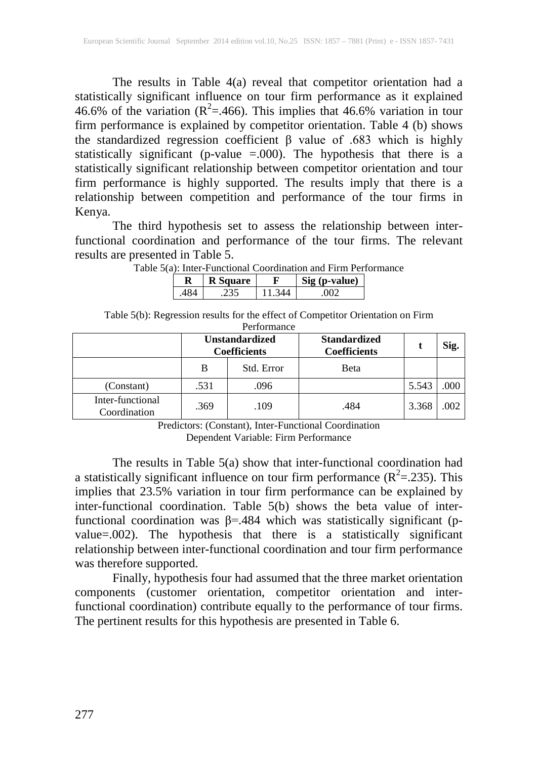The results in Table 4(a) reveal that competitor orientation had a statistically significant influence on tour firm performance as it explained 46.6% of the variation ($R^2$=.466). This implies that 46.6% variation in tour firm performance is explained by competitor orientation. Table 4 (b) shows the standardized regression coefficient β value of .683 which is highly statistically significant (p-value =.000). The hypothesis that there is a statistically significant relationship between competitor orientation and tour firm performance is highly supported. The results imply that there is a relationship between competition and performance of the tour firms in Kenya.

The third hypothesis set to assess the relationship between inter-functional coordination and performance of the tour firms. The relevant results are presented in Table 5.

Table 5(a): Inter-Functional Coordination and Firm Performance

| R | R Square | F | Sig (p-value) |
|---|---|---|---|
| .484 | .235 | 11.344 | .002 |

Table 5(b): Regression results for the effect of Competitor Orientation on Firm Performance

| | Unstandardized Coefficients | | Standardized Coefficients | t | Sig. |
|---|---|---|---|---|---|
| | B | Std. Error | Beta | | |
| (Constant) | .531 | .096 | | 5.543 | .000 |
| Inter-functional Coordination | .369 | .109 | .484 | 3.368 | .002 |

Predictors: (Constant), Inter-Functional Coordination
Dependent Variable: Firm Performance

The results in Table 5(a) show that inter-functional coordination had a statistically significant influence on tour firm performance ($R^2$=.235). This implies that 23.5% variation in tour firm performance can be explained by inter-functional coordination. Table 5(b) shows the beta value of inter-functional coordination was β=.484 which was statistically significant (p-value=.002). The hypothesis that there is a statistically significant relationship between inter-functional coordination and tour firm performance was therefore supported.

Finally, hypothesis four had assumed that the three market orientation components (customer orientation, competitor orientation and inter-functional coordination) contribute equally to the performance of tour firms. The pertinent results for this hypothesis are presented in Table 6.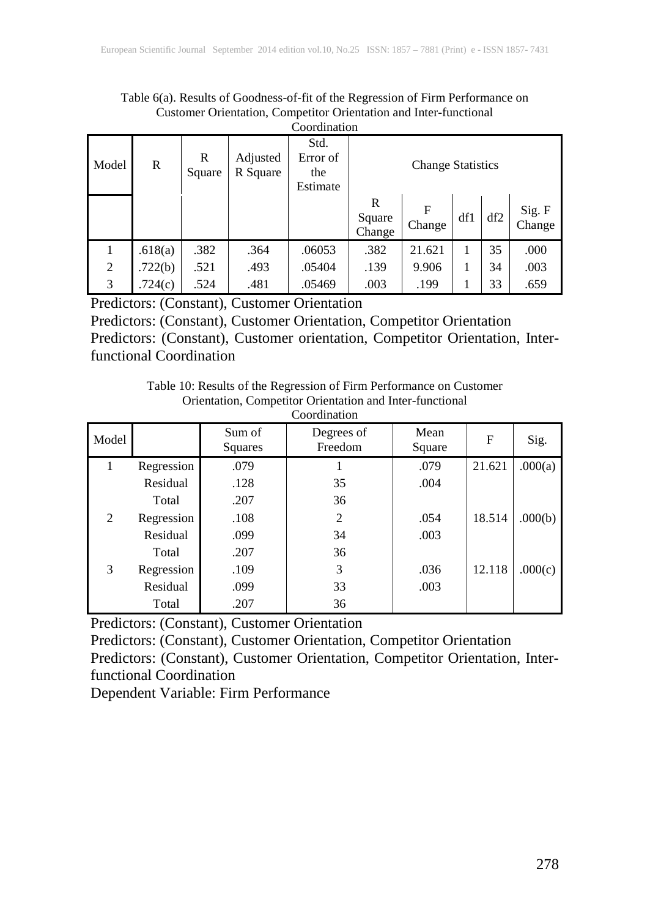Table 6(a). Results of Goodness-of-fit of the Regression of Firm Performance on Customer Orientation, Competitor Orientation and Inter-functional Coordination

| Model | R | R Square | Adjusted R Square | Std. Error of the Estimate | Change Statistics | | | | |
|---|---|---|---|---|---|---|---|---|---|
| | | | | | R Square Change | F Change | df1 | df2 | Sig. F Change |
| 1 | .618(a) | .382 | .364 | .06053 | .382 | 21.621 | 1 | 35 | .000 |
| 2 | .722(b) | .521 | .493 | .05404 | .139 | 9.906 | 1 | 34 | .003 |
| 3 | .724(c) | .524 | .481 | .05469 | .003 | .199 | 1 | 33 | .659 |

Predictors: (Constant), Customer Orientation

Predictors: (Constant), Customer Orientation, Competitor Orientation

Predictors: (Constant), Customer orientation, Competitor Orientation, Inter-functional Coordination

Table 10: Results of the Regression of Firm Performance on Customer Orientation, Competitor Orientation and Inter-functional Coordination

| Model | | Sum of Squares | Degrees of Freedom | Mean Square | F | Sig. |
|---|---|---|---|---|---|---|
| 1 | Regression | .079 | 1 | .079 | 21.621 | .000(a) |
| | Residual | .128 | 35 | .004 | | |
| | Total | .207 | 36 | | | |
| 2 | Regression | .108 | 2 | .054 | 18.514 | .000(b) |
| | Residual | .099 | 34 | .003 | | |
| | Total | .207 | 36 | | | |
| 3 | Regression | .109 | 3 | .036 | 12.118 | .000(c) |
| | Residual | .099 | 33 | .003 | | |
| | Total | .207 | 36 | | | |

Predictors: (Constant), Customer Orientation

Predictors: (Constant), Customer Orientation, Competitor Orientation

Predictors: (Constant), Customer Orientation, Competitor Orientation, Inter-functional Coordination

Dependent Variable: Firm Performance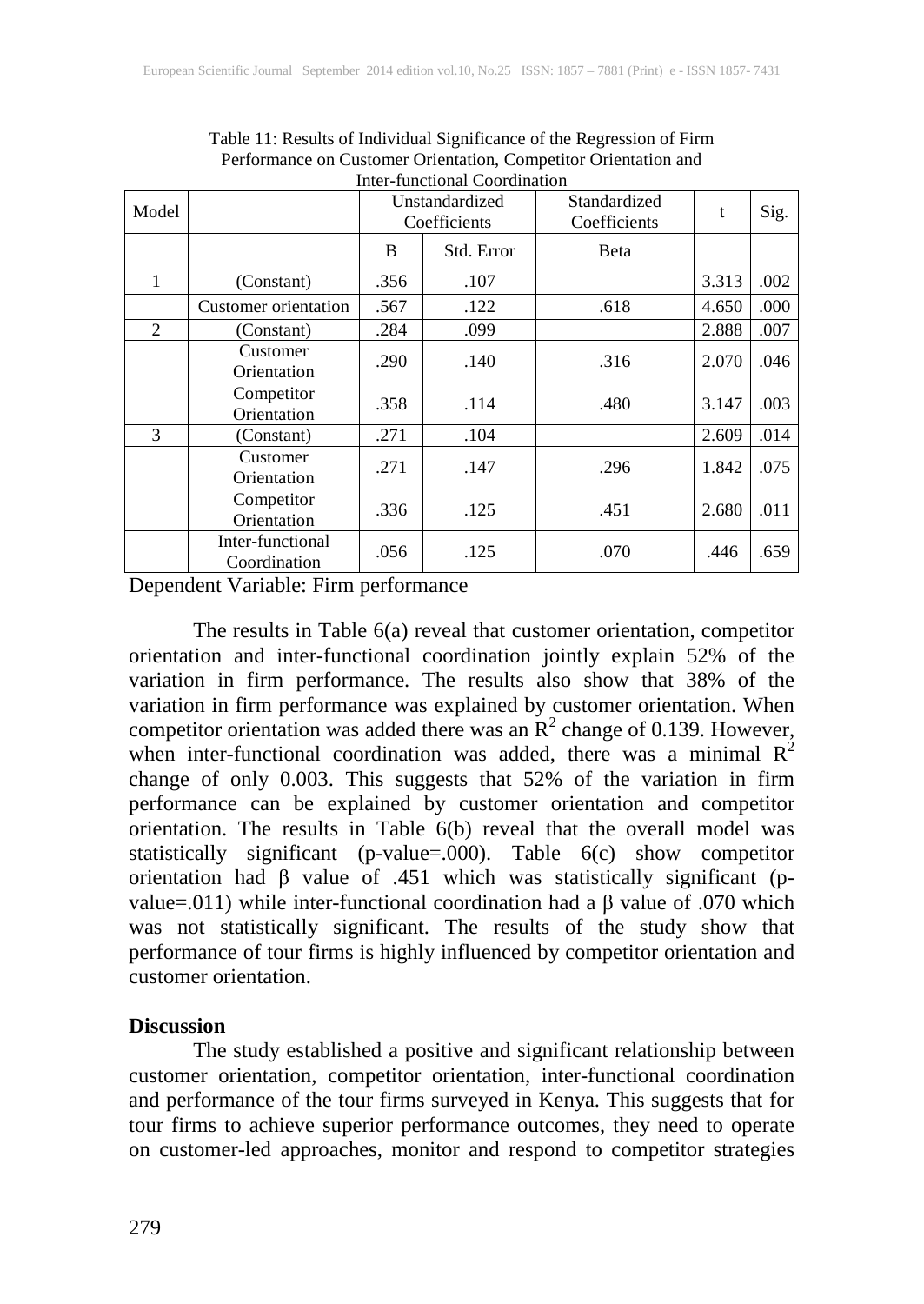Table 11: Results of Individual Significance of the Regression of Firm Performance on Customer Orientation, Competitor Orientation and Inter-functional Coordination

| Model | | Unstandardized Coefficients | | Standardized Coefficients | t | Sig. |
|---|---|---|---|---|---|---|
| | | B | Std. Error | Beta | | |
| 1 | (Constant) | .356 | .107 | | 3.313 | .002 |
| | Customer orientation | .567 | .122 | .618 | 4.650 | .000 |
| 2 | (Constant) | .284 | .099 | | 2.888 | .007 |
| | Customer Orientation | .290 | .140 | .316 | 2.070 | .046 |
| | Competitor Orientation | .358 | .114 | .480 | 3.147 | .003 |
| 3 | (Constant) | .271 | .104 | | 2.609 | .014 |
| | Customer Orientation | .271 | .147 | .296 | 1.842 | .075 |
| | Competitor Orientation | .336 | .125 | .451 | 2.680 | .011 |
| | Inter-functional Coordination | .056 | .125 | .070 | .446 | .659 |

Dependent Variable: Firm performance

The results in Table 6(a) reveal that customer orientation, competitor orientation and inter-functional coordination jointly explain 52% of the variation in firm performance. The results also show that 38% of the variation in firm performance was explained by customer orientation. When competitor orientation was added there was an $R^2$ change of 0.139. However, when inter-functional coordination was added, there was a minimal $R^2$ change of only 0.003. This suggests that 52% of the variation in firm performance can be explained by customer orientation and competitor orientation. The results in Table 6(b) reveal that the overall model was statistically significant (p-value=.000). Table 6(c) show competitor orientation had $\beta$ value of .451 which was statistically significant (p-value=.011) while inter-functional coordination had a $\beta$ value of .070 which was not statistically significant. The results of the study show that performance of tour firms is highly influenced by competitor orientation and customer orientation.

## Discussion

The study established a positive and significant relationship between customer orientation, competitor orientation, inter-functional coordination and performance of the tour firms surveyed in Kenya. This suggests that for tour firms to achieve superior performance outcomes, they need to operate on customer-led approaches, monitor and respond to competitor strategies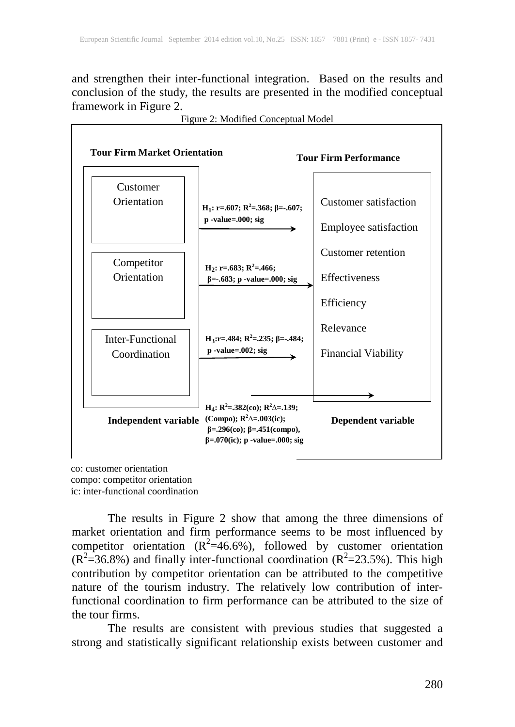and strengthen their inter-functional integration. Based on the results and conclusion of the study, the results are presented in the modified conceptual framework in Figure 2.

Figure 2: Modified Conceptual Model

**Tour Firm Market Orientation**

- Customer Orientation
- Competitor Orientation
- Inter-Functional Coordination

**Tour Firm Performance**

- Customer satisfaction
- Employee satisfaction
- Customer retention
- Effectiveness
- Efficiency
- Relevance
- Financial Viability

**$H_1$: r=.607; $R^2$=.368; β=-.607; p -value=.000; sig**

**$H_2$: r=.683; $R^2$=.466; β=-.683; p -value=.000; sig**

**$H_3$:r=.484; $R^2$=.235; β=-.484; p -value=.002; sig**

**$H_4$: $R^2$=.382(co); $R^2\Delta$=.139; (Compo); $R^2\Delta$=.003(ic); β=.296(co); β=.451(compo), β=.070(ic); p -value=.000; sig**

**Independent variable** **Dependent variable**

co: customer orientation
compo: competitor orientation
ic: inter-functional coordination

The results in Figure 2 show that among the three dimensions of market orientation and firm performance seems to be most influenced by competitor orientation ($R^2$=46.6%), followed by customer orientation ($R^2$=36.8%) and finally inter-functional coordination ($R^2$=23.5%). This high contribution by competitor orientation can be attributed to the competitive nature of the tourism industry. The relatively low contribution of inter-functional coordination to firm performance can be attributed to the size of the tour firms.

The results are consistent with previous studies that suggested a strong and statistically significant relationship exists between customer and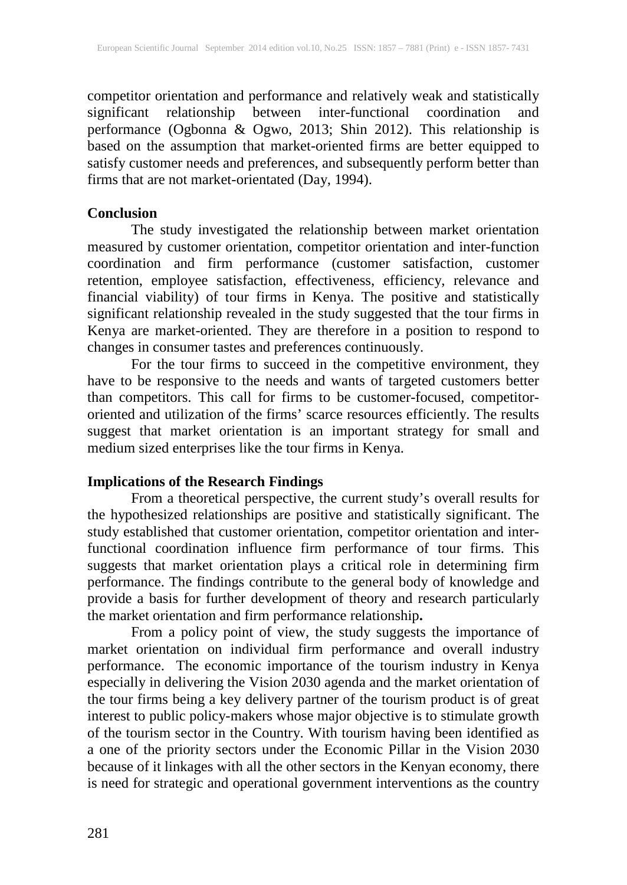competitor orientation and performance and relatively weak and statistically significant relationship between inter-functional coordination and performance (Ogbonna & Ogwo, 2013; Shin 2012). This relationship is based on the assumption that market-oriented firms are better equipped to satisfy customer needs and preferences, and subsequently perform better than firms that are not market-orientated (Day, 1994).

**Conclusion**

The study investigated the relationship between market orientation measured by customer orientation, competitor orientation and inter-function coordination and firm performance (customer satisfaction, customer retention, employee satisfaction, effectiveness, efficiency, relevance and financial viability) of tour firms in Kenya. The positive and statistically significant relationship revealed in the study suggested that the tour firms in Kenya are market-oriented. They are therefore in a position to respond to changes in consumer tastes and preferences continuously.

For the tour firms to succeed in the competitive environment, they have to be responsive to the needs and wants of targeted customers better than competitors. This call for firms to be customer-focused, competitor-oriented and utilization of the firms' scarce resources efficiently. The results suggest that market orientation is an important strategy for small and medium sized enterprises like the tour firms in Kenya.

**Implications of the Research Findings**

From a theoretical perspective, the current study's overall results for the hypothesized relationships are positive and statistically significant. The study established that customer orientation, competitor orientation and inter-functional coordination influence firm performance of tour firms. This suggests that market orientation plays a critical role in determining firm performance. The findings contribute to the general body of knowledge and provide a basis for further development of theory and research particularly the market orientation and firm performance relationship**.**

From a policy point of view, the study suggests the importance of market orientation on individual firm performance and overall industry performance. The economic importance of the tourism industry in Kenya especially in delivering the Vision 2030 agenda and the market orientation of the tour firms being a key delivery partner of the tourism product is of great interest to public policy-makers whose major objective is to stimulate growth of the tourism sector in the Country. With tourism having been identified as a one of the priority sectors under the Economic Pillar in the Vision 2030 because of it linkages with all the other sectors in the Kenyan economy, there is need for strategic and operational government interventions as the country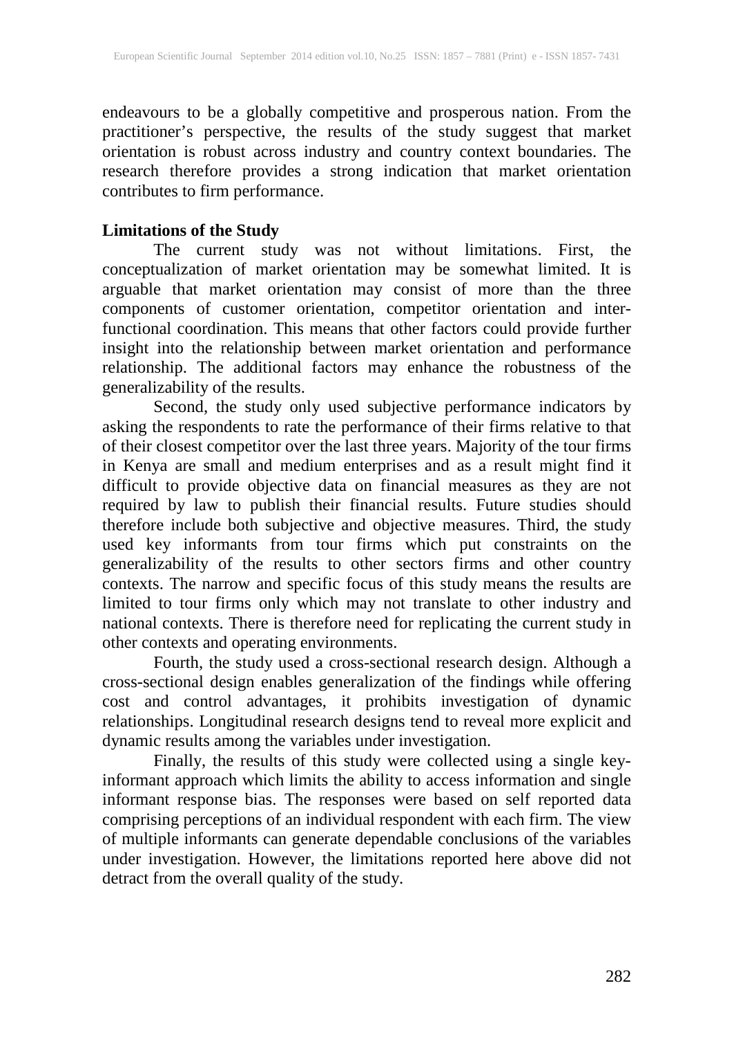endeavours to be a globally competitive and prosperous nation. From the practitioner's perspective, the results of the study suggest that market orientation is robust across industry and country context boundaries. The research therefore provides a strong indication that market orientation contributes to firm performance.

## Limitations of the Study

The current study was not without limitations. First, the conceptualization of market orientation may be somewhat limited. It is arguable that market orientation may consist of more than the three components of customer orientation, competitor orientation and inter-functional coordination. This means that other factors could provide further insight into the relationship between market orientation and performance relationship. The additional factors may enhance the robustness of the generalizability of the results.

Second, the study only used subjective performance indicators by asking the respondents to rate the performance of their firms relative to that of their closest competitor over the last three years. Majority of the tour firms in Kenya are small and medium enterprises and as a result might find it difficult to provide objective data on financial measures as they are not required by law to publish their financial results. Future studies should therefore include both subjective and objective measures. Third, the study used key informants from tour firms which put constraints on the generalizability of the results to other sectors firms and other country contexts. The narrow and specific focus of this study means the results are limited to tour firms only which may not translate to other industry and national contexts. There is therefore need for replicating the current study in other contexts and operating environments.

Fourth, the study used a cross-sectional research design. Although a cross-sectional design enables generalization of the findings while offering cost and control advantages, it prohibits investigation of dynamic relationships. Longitudinal research designs tend to reveal more explicit and dynamic results among the variables under investigation.

Finally, the results of this study were collected using a single key-informant approach which limits the ability to access information and single informant response bias. The responses were based on self reported data comprising perceptions of an individual respondent with each firm. The view of multiple informants can generate dependable conclusions of the variables under investigation. However, the limitations reported here above did not detract from the overall quality of the study.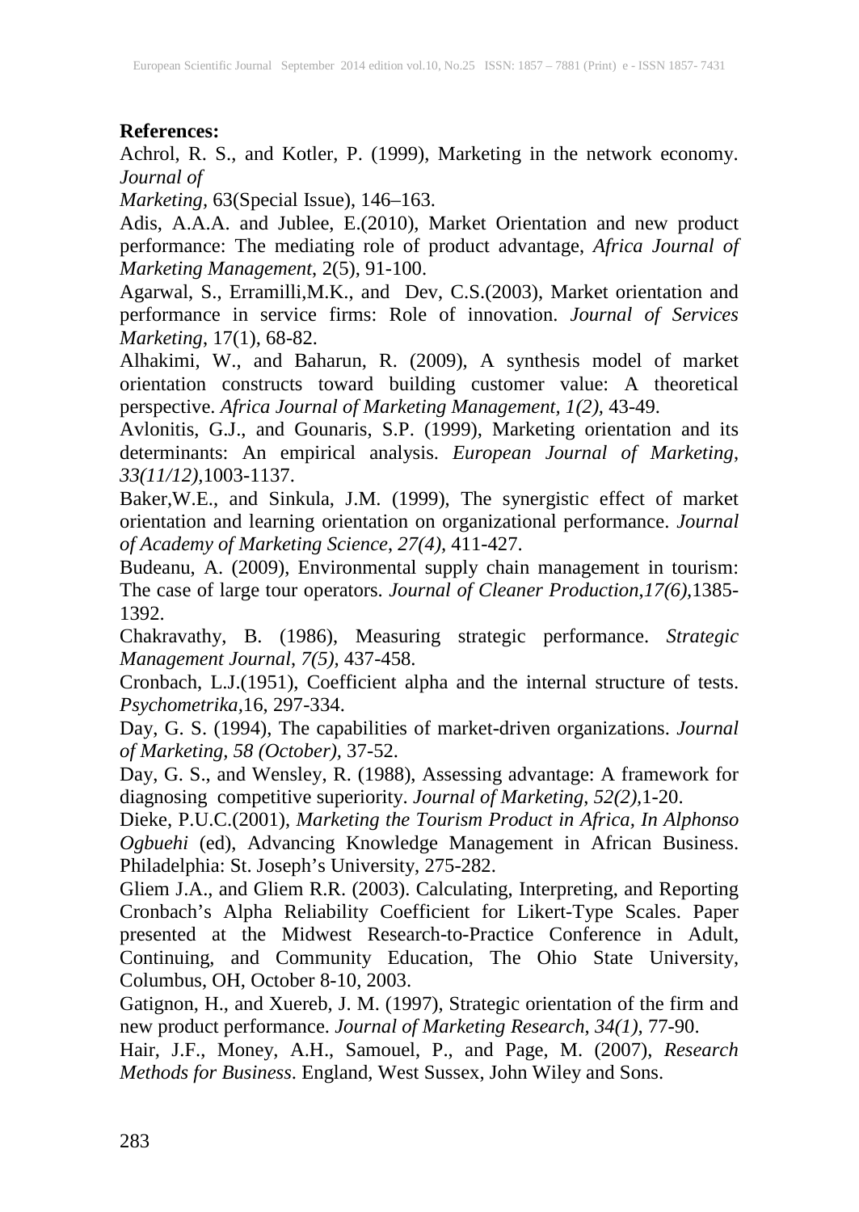**References:**

Achrol, R. S., and Kotler, P. (1999), Marketing in the network economy. *Journal of Marketing,* 63(Special Issue), 146–163.

Adis, A.A.A. and Jublee, E.(2010), Market Orientation and new product performance: The mediating role of product advantage, *Africa Journal of Marketing Management*, 2(5), 91-100.

Agarwal, S., Erramilli,M.K., and Dev, C.S.(2003), Market orientation and performance in service firms: Role of innovation. *Journal of Services Marketing*, 17(1), 68-82.

Alhakimi, W., and Baharun, R. (2009), A synthesis model of market orientation constructs toward building customer value: A theoretical perspective. *Africa Journal of Marketing Management, 1(2),* 43-49.

Avlonitis, G.J., and Gounaris, S.P. (1999), Marketing orientation and its determinants: An empirical analysis. *European Journal of Marketing, 33(11/12),*1003-1137.

Baker,W.E., and Sinkula, J.M. (1999), The synergistic effect of market orientation and learning orientation on organizational performance. *Journal of Academy of Marketing Science*, *27(4),* 411-427.

Budeanu, A. (2009), Environmental supply chain management in tourism: The case of large tour operators. *Journal of Cleaner Production*,*17(6),*1385-1392.

Chakravathy, B. (1986), Measuring strategic performance. *Strategic Management Journal*, *7(5),* 437-458.

Cronbach, L.J.(1951), Coefficient alpha and the internal structure of tests. *Psychometrika,*16, 297-334.

Day, G. S. (1994), The capabilities of market-driven organizations. *Journal of Marketing, 58 (October),* 37-52.

Day, G. S., and Wensley, R. (1988), Assessing advantage: A framework for diagnosing competitive superiority. *Journal of Marketing*, *52(2),*1-20.

Dieke, P.U.C.(2001), *Marketing the Tourism Product in Africa, In Alphonso Ogbuehi* (ed), Advancing Knowledge Management in African Business. Philadelphia: St. Joseph's University, 275-282.

Gliem J.A., and Gliem R.R. (2003). Calculating, Interpreting, and Reporting Cronbach's Alpha Reliability Coefficient for Likert-Type Scales. Paper presented at the Midwest Research-to-Practice Conference in Adult, Continuing, and Community Education, The Ohio State University, Columbus, OH, October 8-10, 2003.

Gatignon, H., and Xuereb, J. M. (1997), Strategic orientation of the firm and new product performance. *Journal of Marketing Research*, *34(1),* 77-90.

Hair, J.F., Money, A.H., Samouel, P., and Page, M. (2007), *Research Methods for Business*. England, West Sussex, John Wiley and Sons.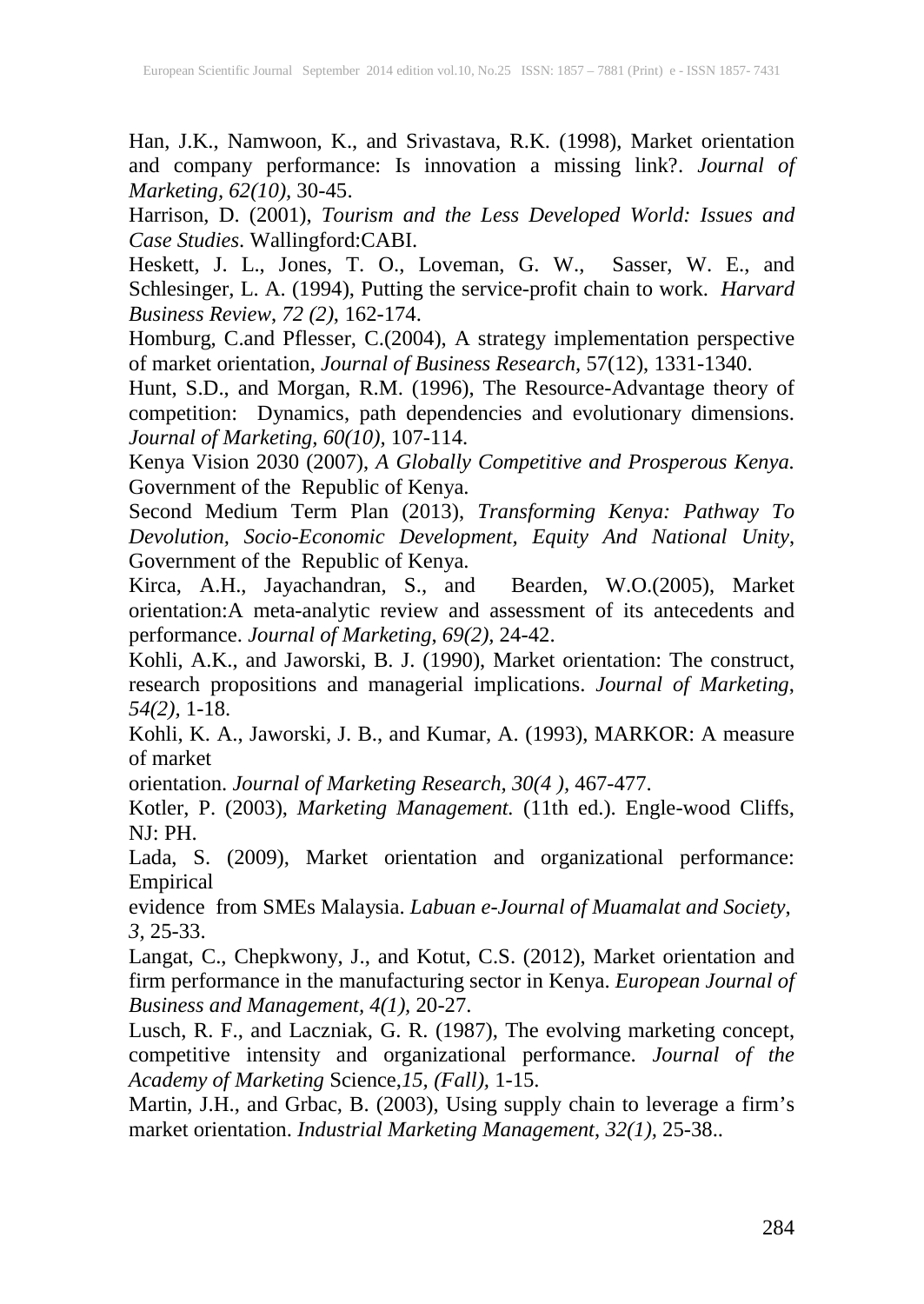Han, J.K., Namwoon, K., and Srivastava, R.K. (1998), Market orientation and company performance: Is innovation a missing link?. *Journal of Marketing, 62(10),* 30-45.

Harrison, D. (2001), *Tourism and the Less Developed World: Issues and Case Studies*. Wallingford:CABI.

Heskett, J. L., Jones, T. O., Loveman, G. W., Sasser, W. E., and Schlesinger, L. A. (1994), Putting the service-profit chain to work. *Harvard Business Review, 72 (2),* 162-174.

Homburg, C.and Pflesser, C.(2004), A strategy implementation perspective of market orientation, *Journal of Business Research,* 57(12), 1331-1340.

Hunt, S.D., and Morgan, R.M. (1996), The Resource-Advantage theory of competition: Dynamics, path dependencies and evolutionary dimensions. *Journal of Marketing, 60(10),* 107-114.

Kenya Vision 2030 (2007), *A Globally Competitive and Prosperous Kenya.* Government of the Republic of Kenya.

Second Medium Term Plan (2013), *Transforming Kenya: Pathway To Devolution, Socio-Economic Development, Equity And National Unity*, Government of the Republic of Kenya.

Kirca, A.H., Jayachandran, S., and Bearden, W.O.(2005), Market orientation:A meta-analytic review and assessment of its antecedents and performance. *Journal of Marketing, 69(2),* 24-42.

Kohli, A.K., and Jaworski, B. J. (1990), Market orientation: The construct, research propositions and managerial implications. *Journal of Marketing, 54(2),* 1-18.

Kohli, K. A., Jaworski, J. B., and Kumar, A. (1993), MARKOR: A measure of market

orientation. *Journal of Marketing Research, 30(4 ),* 467-477.

Kotler, P. (2003), *Marketing Management.* (11th ed.). Engle-wood Cliffs, NJ: PH.

Lada, S. (2009), Market orientation and organizational performance: Empirical

evidence from SMEs Malaysia. *Labuan e-Journal of Muamalat and Society, 3,* 25-33.

Langat, C., Chepkwony, J., and Kotut, C.S. (2012), Market orientation and firm performance in the manufacturing sector in Kenya. *European Journal of Business and Management, 4(1),* 20-27.

Lusch, R. F., and Laczniak, G. R. (1987), The evolving marketing concept, competitive intensity and organizational performance. *Journal of the Academy of Marketing* Science,*15, (Fall),* 1-15.

Martin, J.H., and Grbac, B. (2003), Using supply chain to leverage a firm's market orientation. *Industrial Marketing Management, 32(1),* 25-38..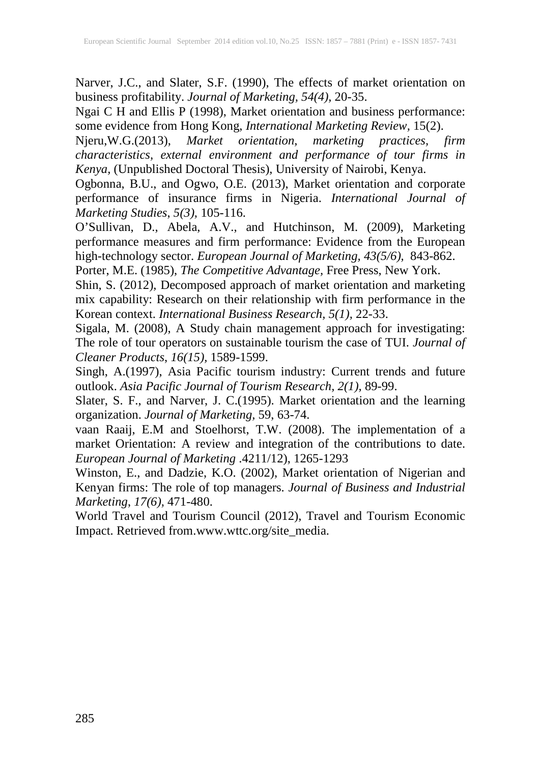Narver, J.C., and Slater, S.F. (1990), The effects of market orientation on business profitability. *Journal of Marketing, 54(4),* 20-35.

Ngai C H and Ellis P (1998), Market orientation and business performance: some evidence from Hong Kong, *International Marketing Review*, 15(2).

Njeru,W.G.(2013), *Market orientation, marketing practices, firm characteristics, external environment and performance of tour firms in Kenya,* (Unpublished Doctoral Thesis), University of Nairobi, Kenya.

Ogbonna, B.U., and Ogwo, O.E. (2013), Market orientation and corporate performance of insurance firms in Nigeria. *International Journal of Marketing Studies*, *5(3),* 105-116.

O'Sullivan, D., Abela, A.V., and Hutchinson, M. (2009), Marketing performance measures and firm performance: Evidence from the European high-technology sector. *European Journal of Marketing, 43(5/6),* 843-862.

Porter, M.E. (1985), *The Competitive Advantage*, Free Press, New York.

Shin, S. (2012), Decomposed approach of market orientation and marketing mix capability: Research on their relationship with firm performance in the Korean context. *International Business Research, 5(1),* 22-33.

Sigala, M. (2008), A Study chain management approach for investigating: The role of tour operators on sustainable tourism the case of TUI. *Journal of Cleaner Products*, *16(15),* 1589-1599.

Singh, A.(1997), Asia Pacific tourism industry: Current trends and future outlook. *Asia Pacific Journal of Tourism Research, 2(1),* 89-99.

Slater, S. F., and Narver, J. C.(1995). Market orientation and the learning organization. *Journal of Marketing,* 59, 63-74.

vaan Raaij, E.M and Stoelhorst, T.W. (2008). The implementation of a market Orientation: A review and integration of the contributions to date. *European Journal of Marketing* .4211/12), 1265-1293

Winston, E., and Dadzie, K.O. (2002), Market orientation of Nigerian and Kenyan firms: The role of top managers. *Journal of Business and Industrial Marketing, 17(6),* 471-480.

World Travel and Tourism Council (2012), Travel and Tourism Economic Impact. Retrieved from.www.wttc.org/site_media.